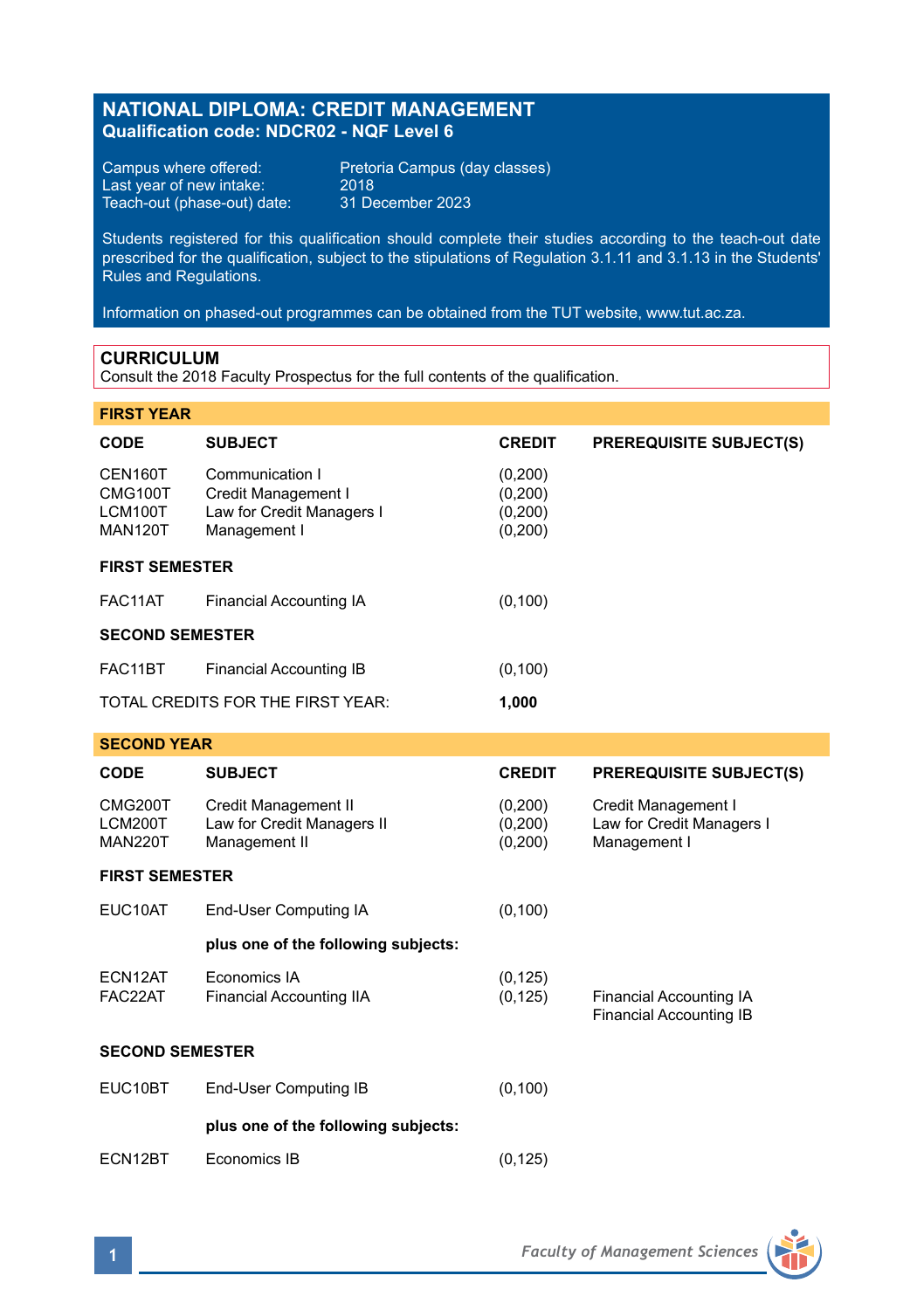# NATIONAL DIPLOMA: CREDIT MANAGEMENT
**Qualification code: NDCR02 - NQF Level 6**

Campus where offered: Pretoria Campus (day classes)
Last year of new intake: 2018
Teach-out (phase-out) date: 31 December 2023

Students registered for this qualification should complete their studies according to the teach-out date prescribed for the qualification, subject to the stipulations of Regulation 3.1.11 and 3.1.13 in the Students' Rules and Regulations.

Information on phased-out programmes can be obtained from the TUT website, www.tut.ac.za.

## CURRICULUM
Consult the 2018 Faculty Prospectus for the full contents of the qualification.

### FIRST YEAR

| CODE | SUBJECT | CREDIT | PREREQUISITE SUBJECT(S) |
|---|---|---|---|
| CEN160T | Communication I | (0,200) | |
| CMG100T | Credit Management I | (0,200) | |
| LCM100T | Law for Credit Managers I | (0,200) | |
| MAN120T | Management I | (0,200) | |
| **FIRST SEMESTER** | | | |
| FAC11AT | Financial Accounting IA | (0,100) | |
| **SECOND SEMESTER** | | | |
| FAC11BT | Financial Accounting IB | (0,100) | |
| TOTAL CREDITS FOR THE FIRST YEAR: | | **1,000** | |

### SECOND YEAR

| CODE | SUBJECT | CREDIT | PREREQUISITE SUBJECT(S) |
|---|---|---|---|
| CMG200T | Credit Management II | (0,200) | Credit Management I |
| LCM200T | Law for Credit Managers II | (0,200) | Law for Credit Managers I |
| MAN220T | Management II | (0,200) | Management I |
| **FIRST SEMESTER** | | | |
| EUC10AT | End-User Computing IA | (0,100) | |
| | **plus one of the following subjects:** | | |
| ECN12AT | Economics IA | (0,125) | |
| FAC22AT | Financial Accounting IIA | (0,125) | Financial Accounting IA<br>Financial Accounting IB |
| **SECOND SEMESTER** | | | |
| EUC10BT | End-User Computing IB | (0,100) | |
| | **plus one of the following subjects:** | | |
| ECN12BT | Economics IB | (0,125) | |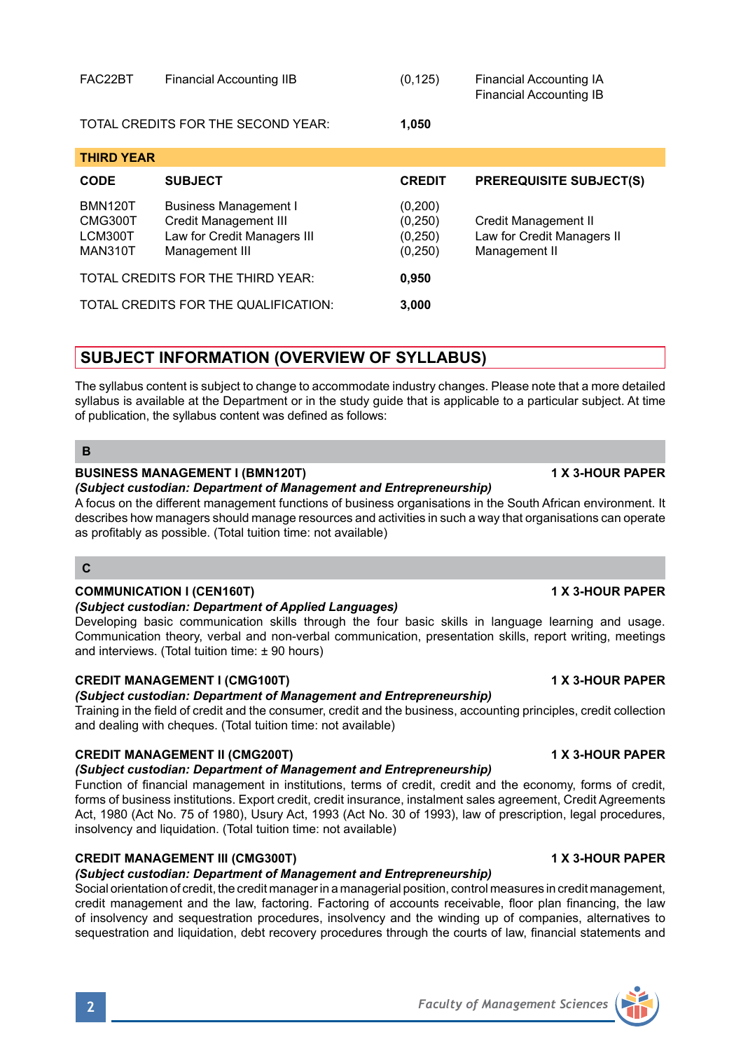| CODE | SUBJECT | CREDIT | PREREQUISITE SUBJECT(S) |
|---|---|---|---|
| FAC22BT | Financial Accounting IIB | (0,125) | Financial Accounting IA<br>Financial Accounting IB |
| TOTAL CREDITS FOR THE SECOND YEAR: | | **1,050** | |

| **THIRD YEAR** | | | |
|---|---|---|---|
| **CODE** | **SUBJECT** | **CREDIT** | **PREREQUISITE SUBJECT(S)** |
| BMN120T | Business Management I | (0,200) | |
| CMG300T | Credit Management III | (0,250) | Credit Management II |
| LCM300T | Law for Credit Managers III | (0,250) | Law for Credit Managers II |
| MAN310T | Management III | (0,250) | Management II |
| TOTAL CREDITS FOR THE THIRD YEAR: | | **0,950** | |
| TOTAL CREDITS FOR THE QUALIFICATION: | | **3,000** | |

## SUBJECT INFORMATION (OVERVIEW OF SYLLABUS)

The syllabus content is subject to change to accommodate industry changes. Please note that a more detailed syllabus is available at the Department or in the study guide that is applicable to a particular subject. At time of publication, the syllabus content was defined as follows:

### B

**BUSINESS MANAGEMENT I (BMN120T)** **1 X 3-HOUR PAPER**

***(Subject custodian: Department of Management and Entrepreneurship)***

A focus on the different management functions of business organisations in the South African environment. It describes how managers should manage resources and activities in such a way that organisations can operate as profitably as possible. (Total tuition time: not available)

### C

**COMMUNICATION I (CEN160T)** **1 X 3-HOUR PAPER**

***(Subject custodian: Department of Applied Languages)***

Developing basic communication skills through the four basic skills in language learning and usage. Communication theory, verbal and non-verbal communication, presentation skills, report writing, meetings and interviews. (Total tuition time: ± 90 hours)

**CREDIT MANAGEMENT I (CMG100T)** **1 X 3-HOUR PAPER**

***(Subject custodian: Department of Management and Entrepreneurship)***

Training in the field of credit and the consumer, credit and the business, accounting principles, credit collection and dealing with cheques. (Total tuition time: not available)

**CREDIT MANAGEMENT II (CMG200T)** **1 X 3-HOUR PAPER**

***(Subject custodian: Department of Management and Entrepreneurship)***

Function of financial management in institutions, terms of credit, credit and the economy, forms of credit, forms of business institutions. Export credit, credit insurance, instalment sales agreement, Credit Agreements Act, 1980 (Act No. 75 of 1980), Usury Act, 1993 (Act No. 30 of 1993), law of prescription, legal procedures, insolvency and liquidation. (Total tuition time: not available)

**CREDIT MANAGEMENT III (CMG300T)** **1 X 3-HOUR PAPER**

***(Subject custodian: Department of Management and Entrepreneurship)***

Social orientation of credit, the credit manager in a managerial position, control measures in credit management, credit management and the law, factoring. Factoring of accounts receivable, floor plan financing, the law of insolvency and sequestration procedures, insolvency and the winding up of companies, alternatives to sequestration and liquidation, debt recovery procedures through the courts of law, financial statements and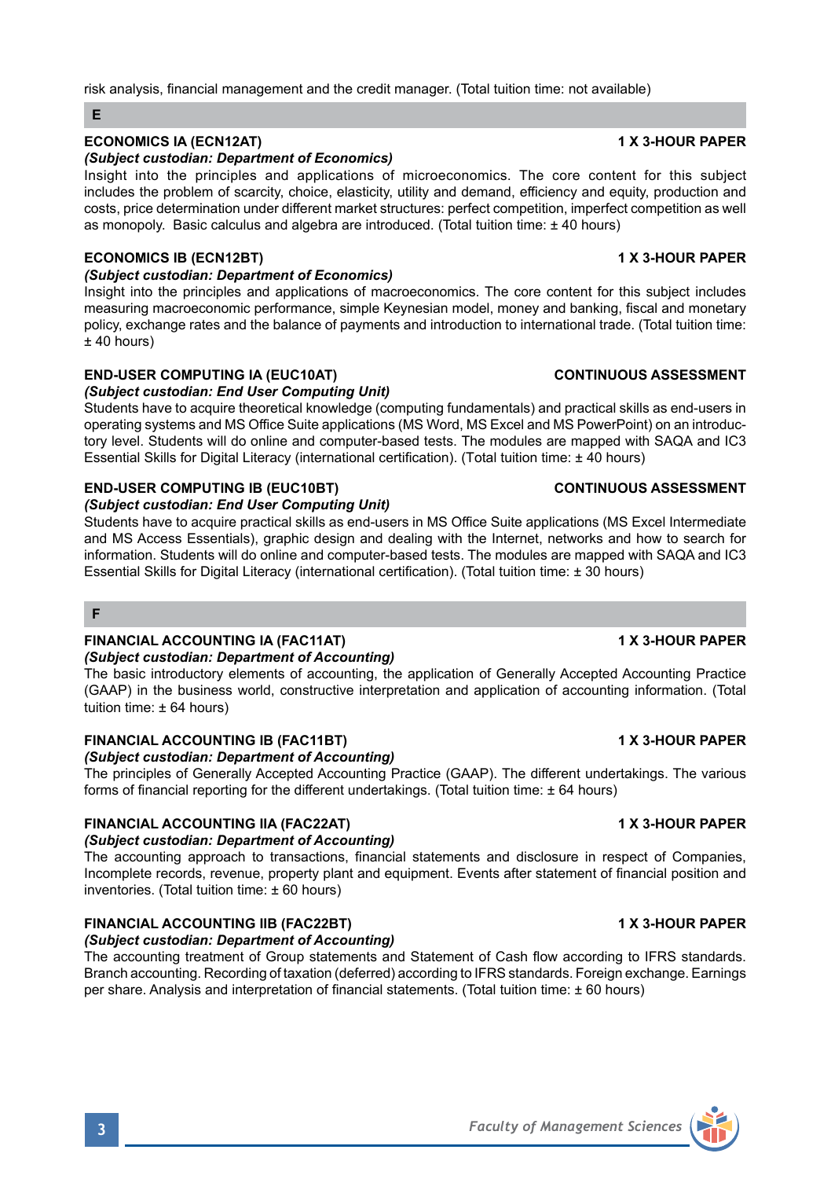risk analysis, financial management and the credit manager. (Total tuition time: not available)

## E

### ECONOMICS IA (ECN12AT) — 1 X 3-HOUR PAPER

*(Subject custodian: Department of Economics)*

Insight into the principles and applications of microeconomics. The core content for this subject includes the problem of scarcity, choice, elasticity, utility and demand, efficiency and equity, production and costs, price determination under different market structures: perfect competition, imperfect competition as well as monopoly. Basic calculus and algebra are introduced. (Total tuition time: ± 40 hours)

### ECONOMICS IB (ECN12BT) — 1 X 3-HOUR PAPER

*(Subject custodian: Department of Economics)*

Insight into the principles and applications of macroeconomics. The core content for this subject includes measuring macroeconomic performance, simple Keynesian model, money and banking, fiscal and monetary policy, exchange rates and the balance of payments and introduction to international trade. (Total tuition time: ± 40 hours)

### END-USER COMPUTING IA (EUC10AT) — CONTINUOUS ASSESSMENT

*(Subject custodian: End User Computing Unit)*

Students have to acquire theoretical knowledge (computing fundamentals) and practical skills as end-users in operating systems and MS Office Suite applications (MS Word, MS Excel and MS PowerPoint) on an introductory level. Students will do online and computer-based tests. The modules are mapped with SAQA and IC3 Essential Skills for Digital Literacy (international certification). (Total tuition time: ± 40 hours)

### END-USER COMPUTING IB (EUC10BT) — CONTINUOUS ASSESSMENT

*(Subject custodian: End User Computing Unit)*

Students have to acquire practical skills as end-users in MS Office Suite applications (MS Excel Intermediate and MS Access Essentials), graphic design and dealing with the Internet, networks and how to search for information. Students will do online and computer-based tests. The modules are mapped with SAQA and IC3 Essential Skills for Digital Literacy (international certification). (Total tuition time: ± 30 hours)

## F

### FINANCIAL ACCOUNTING IA (FAC11AT) — 1 X 3-HOUR PAPER

*(Subject custodian: Department of Accounting)*

The basic introductory elements of accounting, the application of Generally Accepted Accounting Practice (GAAP) in the business world, constructive interpretation and application of accounting information. (Total tuition time: ± 64 hours)

### FINANCIAL ACCOUNTING IB (FAC11BT) — 1 X 3-HOUR PAPER

*(Subject custodian: Department of Accounting)*

The principles of Generally Accepted Accounting Practice (GAAP). The different undertakings. The various forms of financial reporting for the different undertakings. (Total tuition time: ± 64 hours)

### FINANCIAL ACCOUNTING IIA (FAC22AT) — 1 X 3-HOUR PAPER

*(Subject custodian: Department of Accounting)*

The accounting approach to transactions, financial statements and disclosure in respect of Companies, Incomplete records, revenue, property plant and equipment. Events after statement of financial position and inventories. (Total tuition time: ± 60 hours)

### FINANCIAL ACCOUNTING IIB (FAC22BT) — 1 X 3-HOUR PAPER

*(Subject custodian: Department of Accounting)*

The accounting treatment of Group statements and Statement of Cash flow according to IFRS standards. Branch accounting. Recording of taxation (deferred) according to IFRS standards. Foreign exchange. Earnings per share. Analysis and interpretation of financial statements. (Total tuition time: ± 60 hours)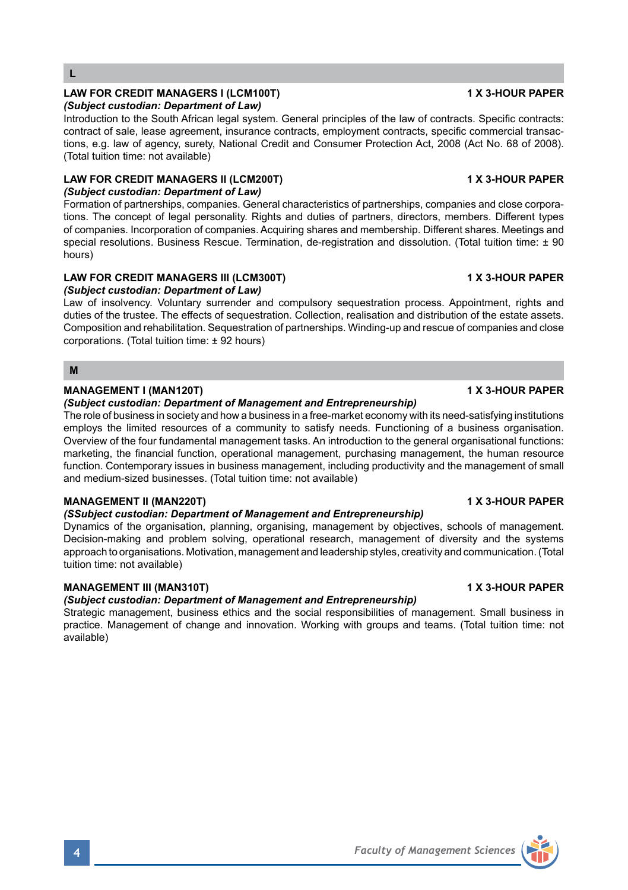## L

### LAW FOR CREDIT MANAGERS I (LCM100T) — 1 X 3-HOUR PAPER

***(Subject custodian: Department of Law)***

Introduction to the South African legal system. General principles of the law of contracts. Specific contracts: contract of sale, lease agreement, insurance contracts, employment contracts, specific commercial transactions, e.g. law of agency, surety, National Credit and Consumer Protection Act, 2008 (Act No. 68 of 2008). (Total tuition time: not available)

### LAW FOR CREDIT MANAGERS II (LCM200T) — 1 X 3-HOUR PAPER

***(Subject custodian: Department of Law)***

Formation of partnerships, companies. General characteristics of partnerships, companies and close corporations. The concept of legal personality. Rights and duties of partners, directors, members. Different types of companies. Incorporation of companies. Acquiring shares and membership. Different shares. Meetings and special resolutions. Business Rescue. Termination, de-registration and dissolution. (Total tuition time: ± 90 hours)

### LAW FOR CREDIT MANAGERS III (LCM300T) — 1 X 3-HOUR PAPER

***(Subject custodian: Department of Law)***

Law of insolvency. Voluntary surrender and compulsory sequestration process. Appointment, rights and duties of the trustee. The effects of sequestration. Collection, realisation and distribution of the estate assets. Composition and rehabilitation. Sequestration of partnerships. Winding-up and rescue of companies and close corporations. (Total tuition time: ± 92 hours)

## M

### MANAGEMENT I (MAN120T) — 1 X 3-HOUR PAPER

***(Subject custodian: Department of Management and Entrepreneurship)***

The role of business in society and how a business in a free-market economy with its need-satisfying institutions employs the limited resources of a community to satisfy needs. Functioning of a business organisation. Overview of the four fundamental management tasks. An introduction to the general organisational functions: marketing, the financial function, operational management, purchasing management, the human resource function. Contemporary issues in business management, including productivity and the management of small and medium-sized businesses. (Total tuition time: not available)

### MANAGEMENT II (MAN220T) — 1 X 3-HOUR PAPER

***(SSubject custodian: Department of Management and Entrepreneurship)***

Dynamics of the organisation, planning, organising, management by objectives, schools of management. Decision-making and problem solving, operational research, management of diversity and the systems approach to organisations. Motivation, management and leadership styles, creativity and communication. (Total tuition time: not available)

### MANAGEMENT III (MAN310T) — 1 X 3-HOUR PAPER

***(Subject custodian: Department of Management and Entrepreneurship)***

Strategic management, business ethics and the social responsibilities of management. Small business in practice. Management of change and innovation. Working with groups and teams. (Total tuition time: not available)